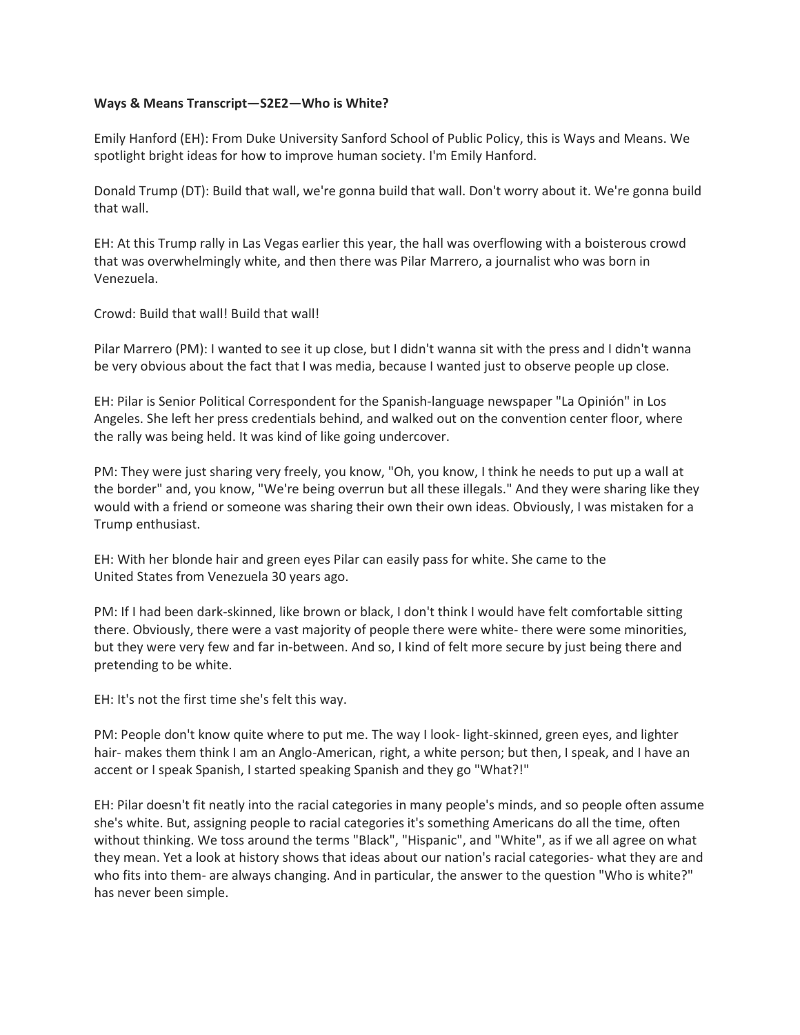**Ways & Means Transcript—S2E2—Who is White?**

Emily Hanford (EH): From Duke University Sanford School of Public Policy, this is Ways and Means. We spotlight bright ideas for how to improve human society. I'm Emily Hanford.

Donald Trump (DT): Build that wall, we're gonna build that wall. Don't worry about it. We're gonna build that wall.

EH: At this Trump rally in Las Vegas earlier this year, the hall was overflowing with a boisterous crowd that was overwhelmingly white, and then there was Pilar Marrero, a journalist who was born in Venezuela.

Crowd: Build that wall! Build that wall!

Pilar Marrero (PM): I wanted to see it up close, but I didn't wanna sit with the press and I didn't wanna be very obvious about the fact that I was media, because I wanted just to observe people up close.

EH: Pilar is Senior Political Correspondent for the Spanish-language newspaper "La Opinión" in Los Angeles. She left her press credentials behind, and walked out on the convention center floor, where the rally was being held. It was kind of like going undercover.

PM: They were just sharing very freely, you know, "Oh, you know, I think he needs to put up a wall at the border" and, you know, "We're being overrun but all these illegals." And they were sharing like they would with a friend or someone was sharing their own their own ideas. Obviously, I was mistaken for a Trump enthusiast.

EH: With her blonde hair and green eyes Pilar can easily pass for white. She came to the United States from Venezuela 30 years ago.

PM: If I had been dark-skinned, like brown or black, I don't think I would have felt comfortable sitting there. Obviously, there were a vast majority of people there were white- there were some minorities, but they were very few and far in-between. And so, I kind of felt more secure by just being there and pretending to be white.

EH: It's not the first time she's felt this way.

PM: People don't know quite where to put me. The way I look- light-skinned, green eyes, and lighter hair- makes them think I am an Anglo-American, right, a white person; but then, I speak, and I have an accent or I speak Spanish, I started speaking Spanish and they go "What?!"

EH: Pilar doesn't fit neatly into the racial categories in many people's minds, and so people often assume she's white. But, assigning people to racial categories it's something Americans do all the time, often without thinking. We toss around the terms "Black", "Hispanic", and "White", as if we all agree on what they mean. Yet a look at history shows that ideas about our nation's racial categories- what they are and who fits into them- are always changing. And in particular, the answer to the question "Who is white?" has never been simple.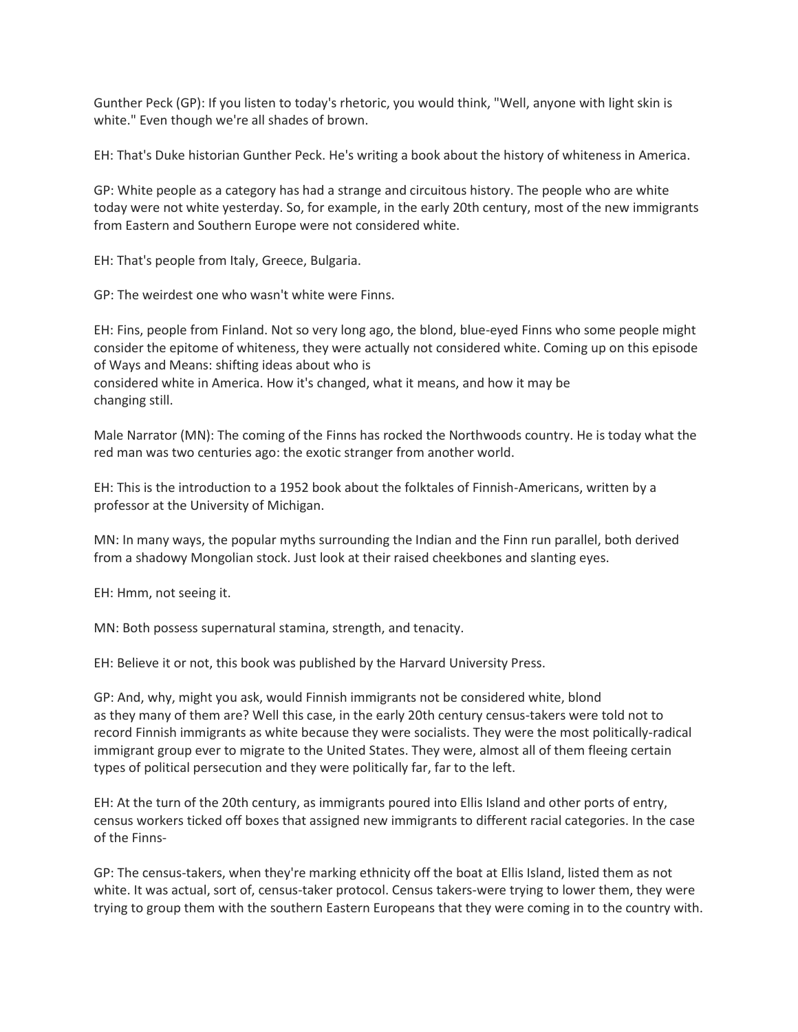Gunther Peck (GP): If you listen to today's rhetoric, you would think, "Well, anyone with light skin is white." Even though we're all shades of brown.

EH: That's Duke historian Gunther Peck. He's writing a book about the history of whiteness in America.

GP: White people as a category has had a strange and circuitous history. The people who are white today were not white yesterday. So, for example, in the early 20th century, most of the new immigrants from Eastern and Southern Europe were not considered white.

EH: That's people from Italy, Greece, Bulgaria.

GP: The weirdest one who wasn't white were Finns.

EH: Fins, people from Finland. Not so very long ago, the blond, blue-eyed Finns who some people might consider the epitome of whiteness, they were actually not considered white. Coming up on this episode of Ways and Means: shifting ideas about who is considered white in America. How it's changed, what it means, and how it may be changing still.

Male Narrator (MN): The coming of the Finns has rocked the Northwoods country. He is today what the red man was two centuries ago: the exotic stranger from another world.

EH: This is the introduction to a 1952 book about the folktales of Finnish-Americans, written by a professor at the University of Michigan.

MN: In many ways, the popular myths surrounding the Indian and the Finn run parallel, both derived from a shadowy Mongolian stock. Just look at their raised cheekbones and slanting eyes.

EH: Hmm, not seeing it.

MN: Both possess supernatural stamina, strength, and tenacity.

EH: Believe it or not, this book was published by the Harvard University Press.

GP: And, why, might you ask, would Finnish immigrants not be considered white, blond as they many of them are? Well this case, in the early 20th century census-takers were told not to record Finnish immigrants as white because they were socialists. They were the most politically-radical immigrant group ever to migrate to the United States. They were, almost all of them fleeing certain types of political persecution and they were politically far, far to the left.

EH: At the turn of the 20th century, as immigrants poured into Ellis Island and other ports of entry, census workers ticked off boxes that assigned new immigrants to different racial categories. In the case of the Finns-

GP: The census-takers, when they're marking ethnicity off the boat at Ellis Island, listed them as not white. It was actual, sort of, census-taker protocol. Census takers-were trying to lower them, they were trying to group them with the southern Eastern Europeans that they were coming in to the country with.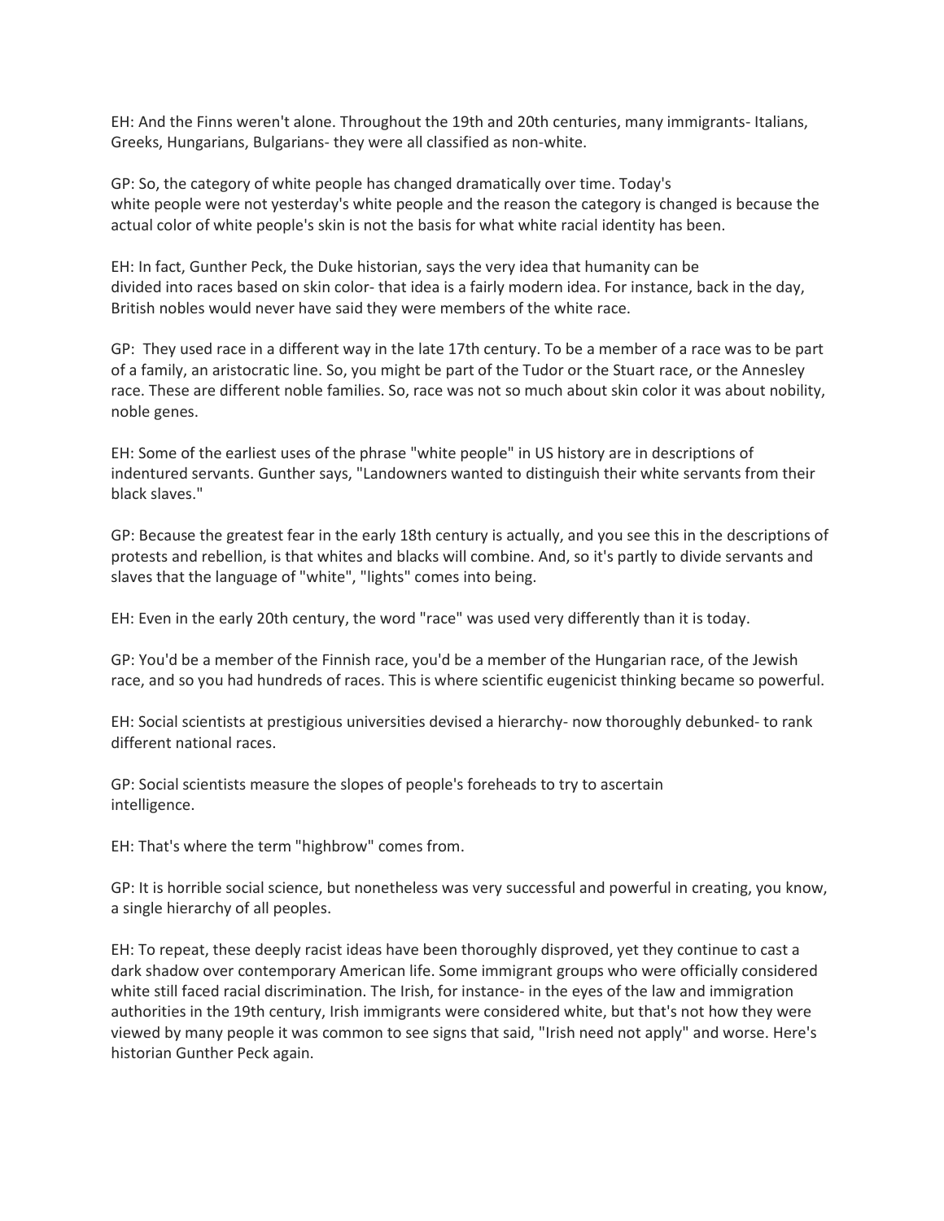EH: And the Finns weren't alone. Throughout the 19th and 20th centuries, many immigrants- Italians, Greeks, Hungarians, Bulgarians- they were all classified as non-white.

GP: So, the category of white people has changed dramatically over time. Today's white people were not yesterday's white people and the reason the category is changed is because the actual color of white people's skin is not the basis for what white racial identity has been.

EH: In fact, Gunther Peck, the Duke historian, says the very idea that humanity can be divided into races based on skin color- that idea is a fairly modern idea. For instance, back in the day, British nobles would never have said they were members of the white race.

GP: They used race in a different way in the late 17th century. To be a member of a race was to be part of a family, an aristocratic line. So, you might be part of the Tudor or the Stuart race, or the Annesley race. These are different noble families. So, race was not so much about skin color it was about nobility, noble genes.

EH: Some of the earliest uses of the phrase "white people" in US history are in descriptions of indentured servants. Gunther says, "Landowners wanted to distinguish their white servants from their black slaves."

GP: Because the greatest fear in the early 18th century is actually, and you see this in the descriptions of protests and rebellion, is that whites and blacks will combine. And, so it's partly to divide servants and slaves that the language of "white", "lights" comes into being.

EH: Even in the early 20th century, the word "race" was used very differently than it is today.

GP: You'd be a member of the Finnish race, you'd be a member of the Hungarian race, of the Jewish race, and so you had hundreds of races. This is where scientific eugenicist thinking became so powerful.

EH: Social scientists at prestigious universities devised a hierarchy- now thoroughly debunked- to rank different national races.

GP: Social scientists measure the slopes of people's foreheads to try to ascertain intelligence.

EH: That's where the term "highbrow" comes from.

GP: It is horrible social science, but nonetheless was very successful and powerful in creating, you know, a single hierarchy of all peoples.

EH: To repeat, these deeply racist ideas have been thoroughly disproved, yet they continue to cast a dark shadow over contemporary American life. Some immigrant groups who were officially considered white still faced racial discrimination. The Irish, for instance- in the eyes of the law and immigration authorities in the 19th century, Irish immigrants were considered white, but that's not how they were viewed by many people it was common to see signs that said, "Irish need not apply" and worse. Here's historian Gunther Peck again.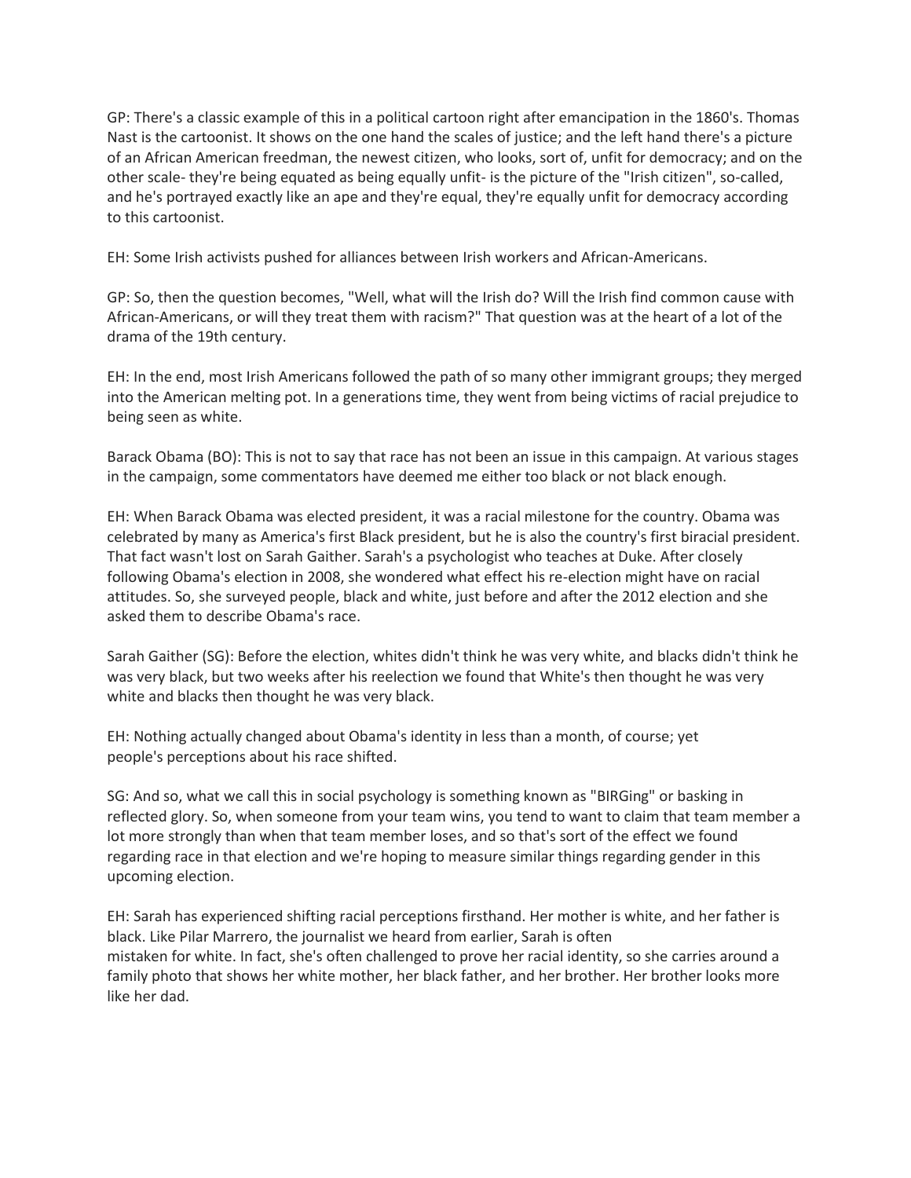GP: There's a classic example of this in a political cartoon right after emancipation in the 1860's. Thomas Nast is the cartoonist. It shows on the one hand the scales of justice; and the left hand there's a picture of an African American freedman, the newest citizen, who looks, sort of, unfit for democracy; and on the other scale- they're being equated as being equally unfit- is the picture of the "Irish citizen", so-called, and he's portrayed exactly like an ape and they're equal, they're equally unfit for democracy according to this cartoonist.

EH: Some Irish activists pushed for alliances between Irish workers and African-Americans.

GP: So, then the question becomes, "Well, what will the Irish do? Will the Irish find common cause with African-Americans, or will they treat them with racism?" That question was at the heart of a lot of the drama of the 19th century.

EH: In the end, most Irish Americans followed the path of so many other immigrant groups; they merged into the American melting pot. In a generations time, they went from being victims of racial prejudice to being seen as white.

Barack Obama (BO): This is not to say that race has not been an issue in this campaign. At various stages in the campaign, some commentators have deemed me either too black or not black enough.

EH: When Barack Obama was elected president, it was a racial milestone for the country. Obama was celebrated by many as America's first Black president, but he is also the country's first biracial president. That fact wasn't lost on Sarah Gaither. Sarah's a psychologist who teaches at Duke. After closely following Obama's election in 2008, she wondered what effect his re-election might have on racial attitudes. So, she surveyed people, black and white, just before and after the 2012 election and she asked them to describe Obama's race.

Sarah Gaither (SG): Before the election, whites didn't think he was very white, and blacks didn't think he was very black, but two weeks after his reelection we found that White's then thought he was very white and blacks then thought he was very black.

EH: Nothing actually changed about Obama's identity in less than a month, of course; yet people's perceptions about his race shifted.

SG: And so, what we call this in social psychology is something known as "BIRGing" or basking in reflected glory. So, when someone from your team wins, you tend to want to claim that team member a lot more strongly than when that team member loses, and so that's sort of the effect we found regarding race in that election and we're hoping to measure similar things regarding gender in this upcoming election.

EH: Sarah has experienced shifting racial perceptions firsthand. Her mother is white, and her father is black. Like Pilar Marrero, the journalist we heard from earlier, Sarah is often mistaken for white. In fact, she's often challenged to prove her racial identity, so she carries around a family photo that shows her white mother, her black father, and her brother. Her brother looks more like her dad.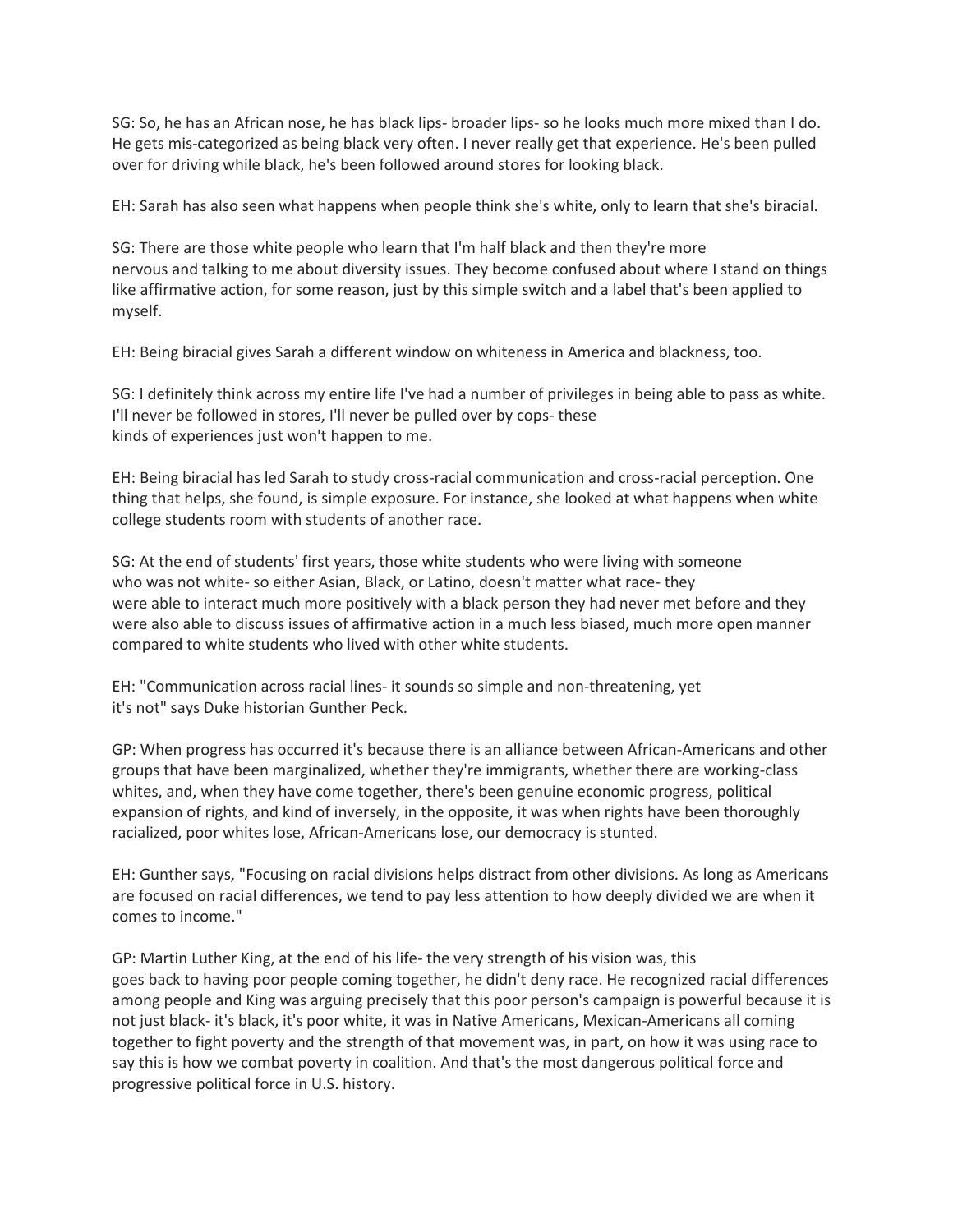SG: So, he has an African nose, he has black lips- broader lips- so he looks much more mixed than I do. He gets mis-categorized as being black very often. I never really get that experience. He's been pulled over for driving while black, he's been followed around stores for looking black.

EH: Sarah has also seen what happens when people think she's white, only to learn that she's biracial.

SG: There are those white people who learn that I'm half black and then they're more nervous and talking to me about diversity issues. They become confused about where I stand on things like affirmative action, for some reason, just by this simple switch and a label that's been applied to myself.

EH: Being biracial gives Sarah a different window on whiteness in America and blackness, too.

SG: I definitely think across my entire life I've had a number of privileges in being able to pass as white. I'll never be followed in stores, I'll never be pulled over by cops- these kinds of experiences just won't happen to me.

EH: Being biracial has led Sarah to study cross-racial communication and cross-racial perception. One thing that helps, she found, is simple exposure. For instance, she looked at what happens when white college students room with students of another race.

SG: At the end of students' first years, those white students who were living with someone who was not white- so either Asian, Black, or Latino, doesn't matter what race- they were able to interact much more positively with a black person they had never met before and they were also able to discuss issues of affirmative action in a much less biased, much more open manner compared to white students who lived with other white students.

EH: "Communication across racial lines- it sounds so simple and non-threatening, yet it's not" says Duke historian Gunther Peck.

GP: When progress has occurred it's because there is an alliance between African-Americans and other groups that have been marginalized, whether they're immigrants, whether there are working-class whites, and, when they have come together, there's been genuine economic progress, political expansion of rights, and kind of inversely, in the opposite, it was when rights have been thoroughly racialized, poor whites lose, African-Americans lose, our democracy is stunted.

EH: Gunther says, "Focusing on racial divisions helps distract from other divisions. As long as Americans are focused on racial differences, we tend to pay less attention to how deeply divided we are when it comes to income."

GP: Martin Luther King, at the end of his life- the very strength of his vision was, this goes back to having poor people coming together, he didn't deny race. He recognized racial differences among people and King was arguing precisely that this poor person's campaign is powerful because it is not just black- it's black, it's poor white, it was in Native Americans, Mexican-Americans all coming together to fight poverty and the strength of that movement was, in part, on how it was using race to say this is how we combat poverty in coalition. And that's the most dangerous political force and progressive political force in U.S. history.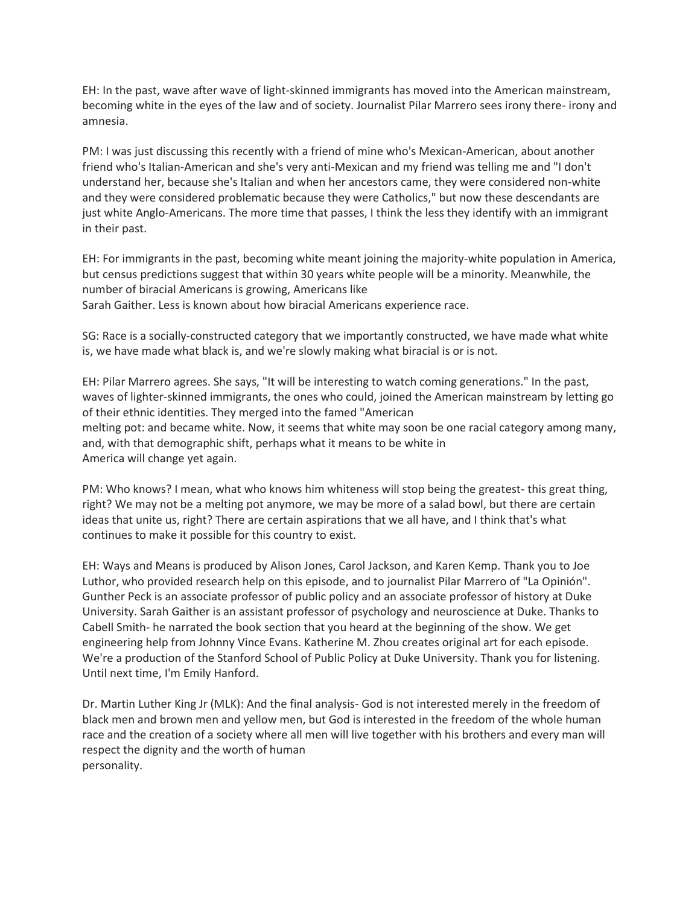EH: In the past, wave after wave of light-skinned immigrants has moved into the American mainstream, becoming white in the eyes of the law and of society. Journalist Pilar Marrero sees irony there- irony and amnesia.

PM: I was just discussing this recently with a friend of mine who's Mexican-American, about another friend who's Italian-American and she's very anti-Mexican and my friend was telling me and "I don't understand her, because she's Italian and when her ancestors came, they were considered non-white and they were considered problematic because they were Catholics," but now these descendants are just white Anglo-Americans. The more time that passes, I think the less they identify with an immigrant in their past.

EH: For immigrants in the past, becoming white meant joining the majority-white population in America, but census predictions suggest that within 30 years white people will be a minority. Meanwhile, the number of biracial Americans is growing, Americans like Sarah Gaither. Less is known about how biracial Americans experience race.

SG: Race is a socially-constructed category that we importantly constructed, we have made what white is, we have made what black is, and we're slowly making what biracial is or is not.

EH: Pilar Marrero agrees. She says, "It will be interesting to watch coming generations." In the past, waves of lighter-skinned immigrants, the ones who could, joined the American mainstream by letting go of their ethnic identities. They merged into the famed "American melting pot: and became white. Now, it seems that white may soon be one racial category among many, and, with that demographic shift, perhaps what it means to be white in America will change yet again.

PM: Who knows? I mean, what who knows him whiteness will stop being the greatest- this great thing, right? We may not be a melting pot anymore, we may be more of a salad bowl, but there are certain ideas that unite us, right? There are certain aspirations that we all have, and I think that's what continues to make it possible for this country to exist.

EH: Ways and Means is produced by Alison Jones, Carol Jackson, and Karen Kemp. Thank you to Joe Luthor, who provided research help on this episode, and to journalist Pilar Marrero of "La Opinión". Gunther Peck is an associate professor of public policy and an associate professor of history at Duke University. Sarah Gaither is an assistant professor of psychology and neuroscience at Duke. Thanks to Cabell Smith- he narrated the book section that you heard at the beginning of the show. We get engineering help from Johnny Vince Evans. Katherine M. Zhou creates original art for each episode. We're a production of the Stanford School of Public Policy at Duke University. Thank you for listening. Until next time, I'm Emily Hanford.

Dr. Martin Luther King Jr (MLK): And the final analysis- God is not interested merely in the freedom of black men and brown men and yellow men, but God is interested in the freedom of the whole human race and the creation of a society where all men will live together with his brothers and every man will respect the dignity and the worth of human personality.